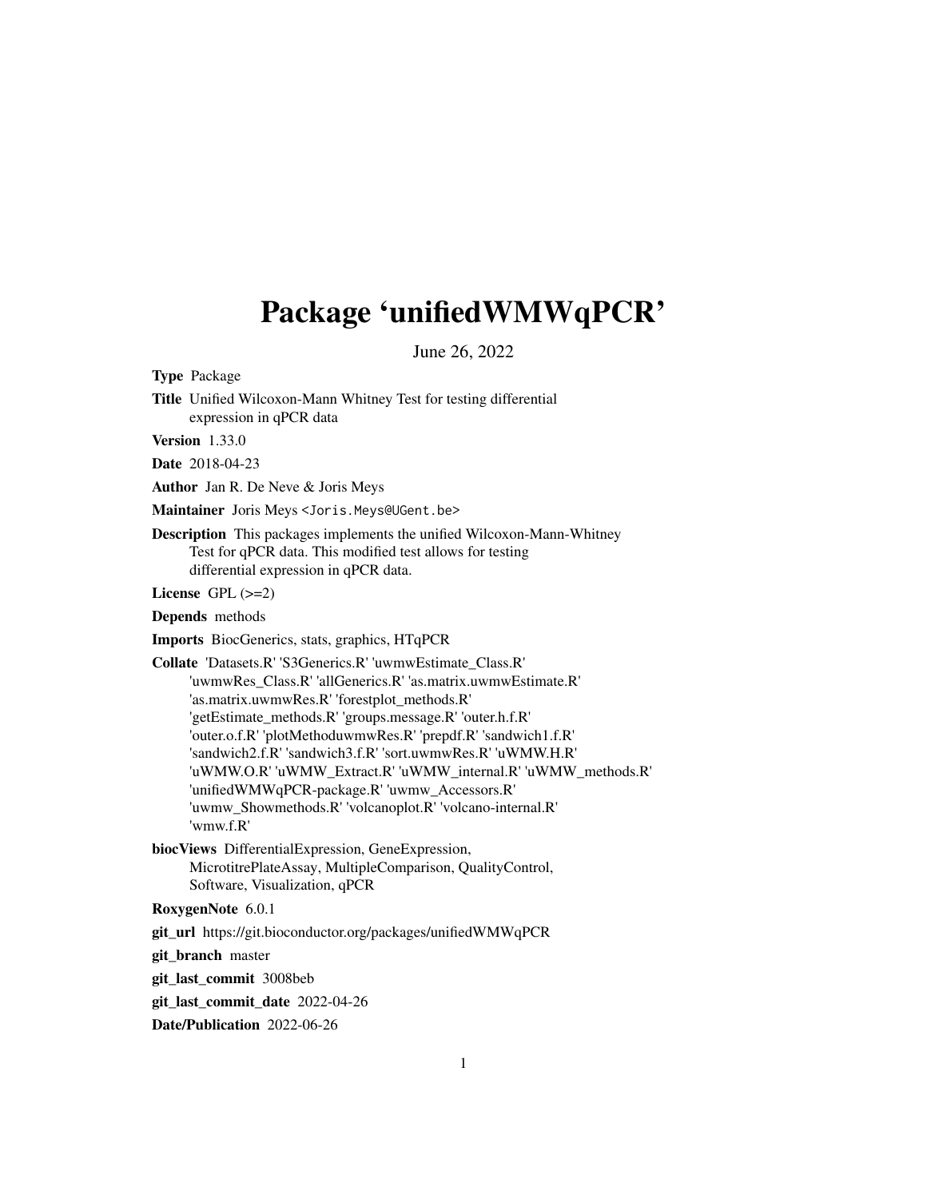# Package 'unifiedWMWqPCR'

June 26, 2022

**Type** Package

**Title** Unified Wilcoxon-Mann Whitney Test for testing differential expression in qPCR data

**Version** 1.33.0

**Date** 2018-04-23

**Author** Jan R. De Neve & Joris Meys

**Maintainer** Joris Meys <Joris.Meys@UGent.be>

**Description** This packages implements the unified Wilcoxon-Mann-Whitney Test for qPCR data. This modified test allows for testing differential expression in qPCR data.

**License** GPL (>=2)

**Depends** methods

**Imports** BiocGenerics, stats, graphics, HTqPCR

**Collate** 'Datasets.R' 'S3Generics.R' 'uwmwEstimate_Class.R' 'uwmwRes_Class.R' 'allGenerics.R' 'as.matrix.uwmwEstimate.R' 'as.matrix.uwmwRes.R' 'forestplot_methods.R' 'getEstimate_methods.R' 'groups.message.R' 'outer.h.f.R' 'outer.o.f.R' 'plotMethoduwmwRes.R' 'prepdf.R' 'sandwich1.f.R' 'sandwich2.f.R' 'sandwich3.f.R' 'sort.uwmwRes.R' 'uWMW.H.R' 'uWMW.O.R' 'uWMW_Extract.R' 'uWMW_internal.R' 'uWMW_methods.R' 'unifiedWMWqPCR-package.R' 'uwmw_Accessors.R' 'uwmw_Showmethods.R' 'volcanoplot.R' 'volcano-internal.R' 'wmw.f.R'

**biocViews** DifferentialExpression, GeneExpression, MicrotitrePlateAssay, MultipleComparison, QualityControl, Software, Visualization, qPCR

**RoxygenNote** 6.0.1

**git_url** https://git.bioconductor.org/packages/unifiedWMWqPCR

**git_branch** master

**git_last_commit** 3008beb

**git_last_commit_date** 2022-04-26

**Date/Publication** 2022-06-26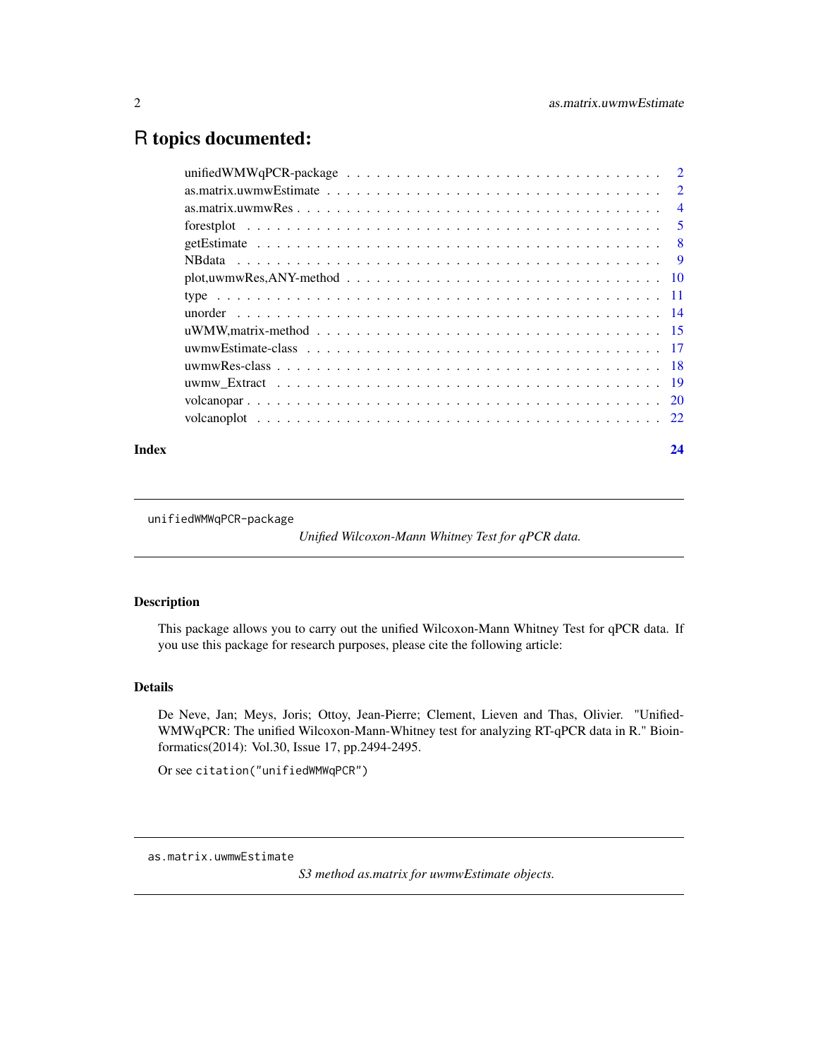# R topics documented:

| | |
|---|---|
| unifiedWMWqPCR-package | 2 |
| as.matrix.uwmwEstimate | 2 |
| as.matrix.uwmwRes | 4 |
| forestplot | 5 |
| getEstimate | 8 |
| NBdata | 9 |
| plot,uwmwRes,ANY-method | 10 |
| type | 11 |
| unorder | 14 |
| uWMW,matrix-method | 15 |
| uwmwEstimate-class | 17 |
| uwmwRes-class | 18 |
| uwmw_Extract | 19 |
| volcanopar | 20 |
| volcanoplot | 22 |
| **Index** | **24** |

---

`unifiedWMWqPCR-package` *Unified Wilcoxon-Mann Whitney Test for qPCR data.*

---

### Description

This package allows you to carry out the unified Wilcoxon-Mann Whitney Test for qPCR data. If you use this package for research purposes, please cite the following article:

### Details

De Neve, Jan; Meys, Joris; Ottoy, Jean-Pierre; Clement, Lieven and Thas, Olivier. "Unified-WMWqPCR: The unified Wilcoxon-Mann-Whitney test for analyzing RT-qPCR data in R." Bioinformatics(2014): Vol.30, Issue 17, pp.2494-2495.

Or see `citation("unifiedWMWqPCR")`

---

`as.matrix.uwmwEstimate` *S3 method as.matrix for uwmwEstimate objects.*

---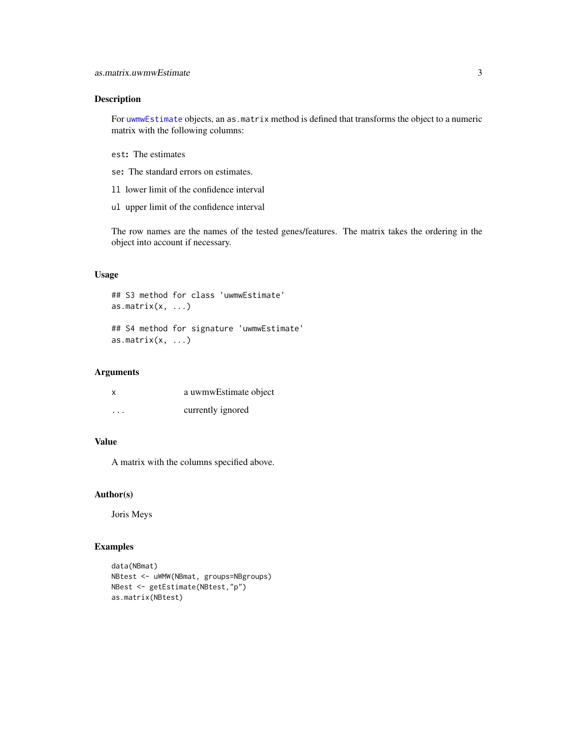## Description

For `uwmwEstimate` objects, an `as.matrix` method is defined that transforms the object to a numeric matrix with the following columns:

- `est`**:** The estimates
- `se`**:** The standard errors on estimates.
- `ll` lower limit of the confidence interval
- `ul` upper limit of the confidence interval

The row names are the names of the tested genes/features. The matrix takes the ordering in the object into account if necessary.

## Usage

```
## S3 method for class 'uwmwEstimate'
as.matrix(x, ...)

## S4 method for signature 'uwmwEstimate'
as.matrix(x, ...)
```

## Arguments

| | |
|---|---|
| `x` | a uwmwEstimate object |
| `...` | currently ignored |

## Value

A matrix with the columns specified above.

## Author(s)

Joris Meys

## Examples

```
data(NBmat)
NBtest <- uWMW(NBmat, groups=NBgroups)
NBest <- getEstimate(NBtest,"p")
as.matrix(NBtest)
```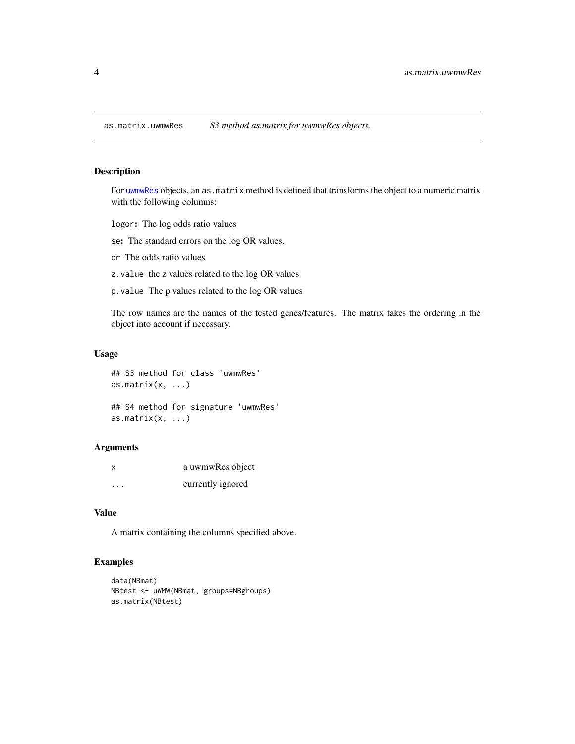## as.matrix.uwmwRes — *S3 method as.matrix for uwmwRes objects.*

### Description

For uwmwRes objects, an `as.matrix` method is defined that transforms the object to a numeric matrix with the following columns:

- `logor`**:** The log odds ratio values
- `se`**:** The standard errors on the log OR values.
- `or` The odds ratio values
- `z.value` the z values related to the log OR values
- `p.value` The p values related to the log OR values

The row names are the names of the tested genes/features. The matrix takes the ordering in the object into account if necessary.

### Usage

```
## S3 method for class 'uwmwRes'
as.matrix(x, ...)

## S4 method for signature 'uwmwRes'
as.matrix(x, ...)
```

### Arguments

| | |
|---|---|
| `x` | a uwmwRes object |
| `...` | currently ignored |

### Value

A matrix containing the columns specified above.

### Examples

```
data(NBmat)
NBtest <- uWMW(NBmat, groups=NBgroups)
as.matrix(NBtest)
```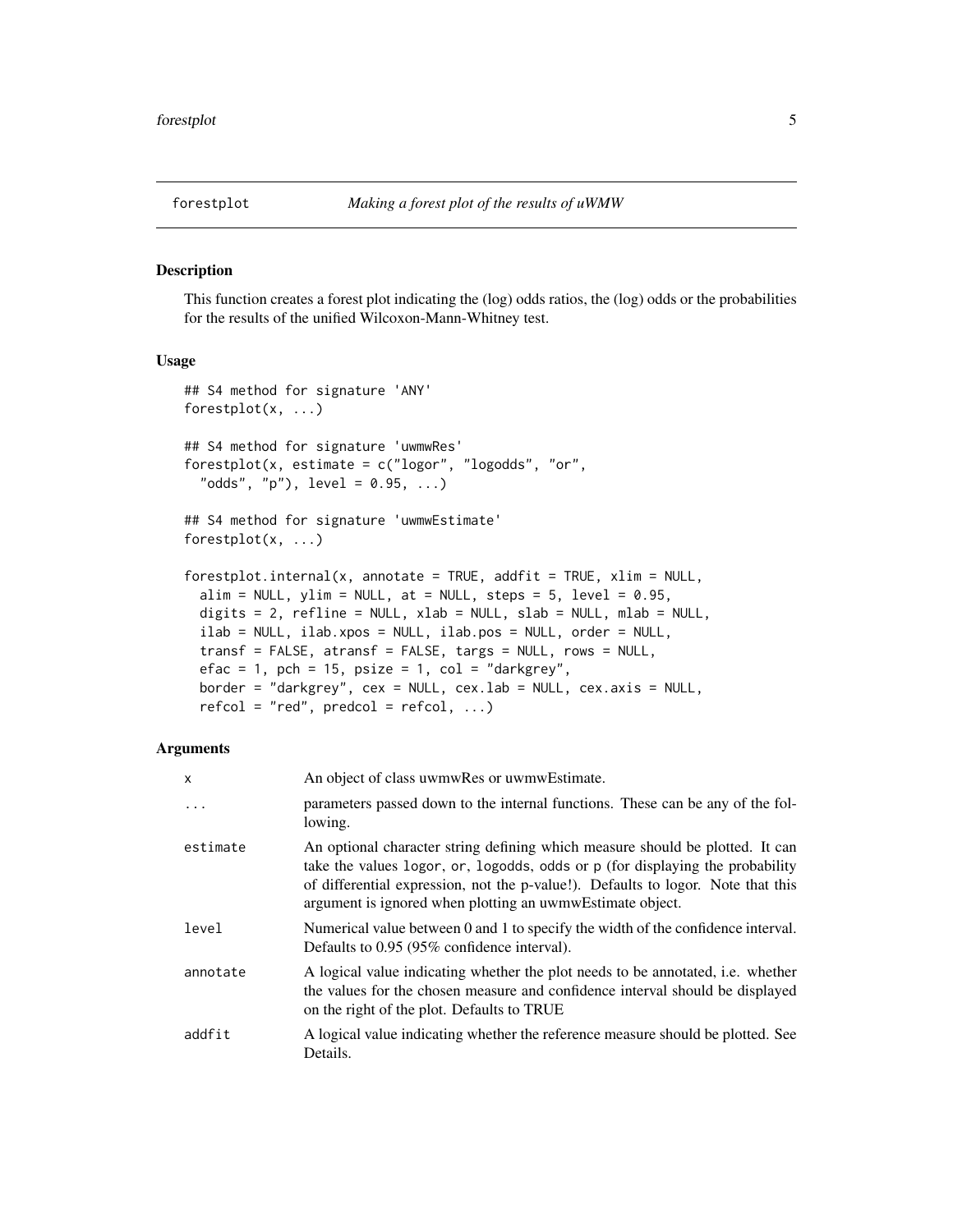forestplot — *Making a forest plot of the results of uWMW*

## Description

This function creates a forest plot indicating the (log) odds ratios, the (log) odds or the probabilities for the results of the unified Wilcoxon-Mann-Whitney test.

## Usage

```
## S4 method for signature 'ANY'
forestplot(x, ...)

## S4 method for signature 'uwmwRes'
forestplot(x, estimate = c("logor", "logodds", "or",
  "odds", "p"), level = 0.95, ...)

## S4 method for signature 'uwmwEstimate'
forestplot(x, ...)

forestplot.internal(x, annotate = TRUE, addfit = TRUE, xlim = NULL,
  alim = NULL, ylim = NULL, at = NULL, steps = 5, level = 0.95,
  digits = 2, refline = NULL, xlab = NULL, slab = NULL, mlab = NULL,
  ilab = NULL, ilab.xpos = NULL, ilab.pos = NULL, order = NULL,
  transf = FALSE, atransf = FALSE, targs = NULL, rows = NULL,
  efac = 1, pch = 15, psize = 1, col = "darkgrey",
  border = "darkgrey", cex = NULL, cex.lab = NULL, cex.axis = NULL,
  refcol = "red", predcol = refcol, ...)
```

## Arguments

| | |
|---|---|
| `x` | An object of class uwmwRes or uwmwEstimate. |
| `...` | parameters passed down to the internal functions. These can be any of the following. |
| `estimate` | An optional character string defining which measure should be plotted. It can take the values `logor`, `or`, `logodds`, `odds` or `p` (for displaying the probability of differential expression, not the p-value!). Defaults to logor. Note that this argument is ignored when plotting an uwmwEstimate object. |
| `level` | Numerical value between 0 and 1 to specify the width of the confidence interval. Defaults to 0.95 (95% confidence interval). |
| `annotate` | A logical value indicating whether the plot needs to be annotated, i.e. whether the values for the chosen measure and confidence interval should be displayed on the right of the plot. Defaults to TRUE |
| `addfit` | A logical value indicating whether the reference measure should be plotted. See Details. |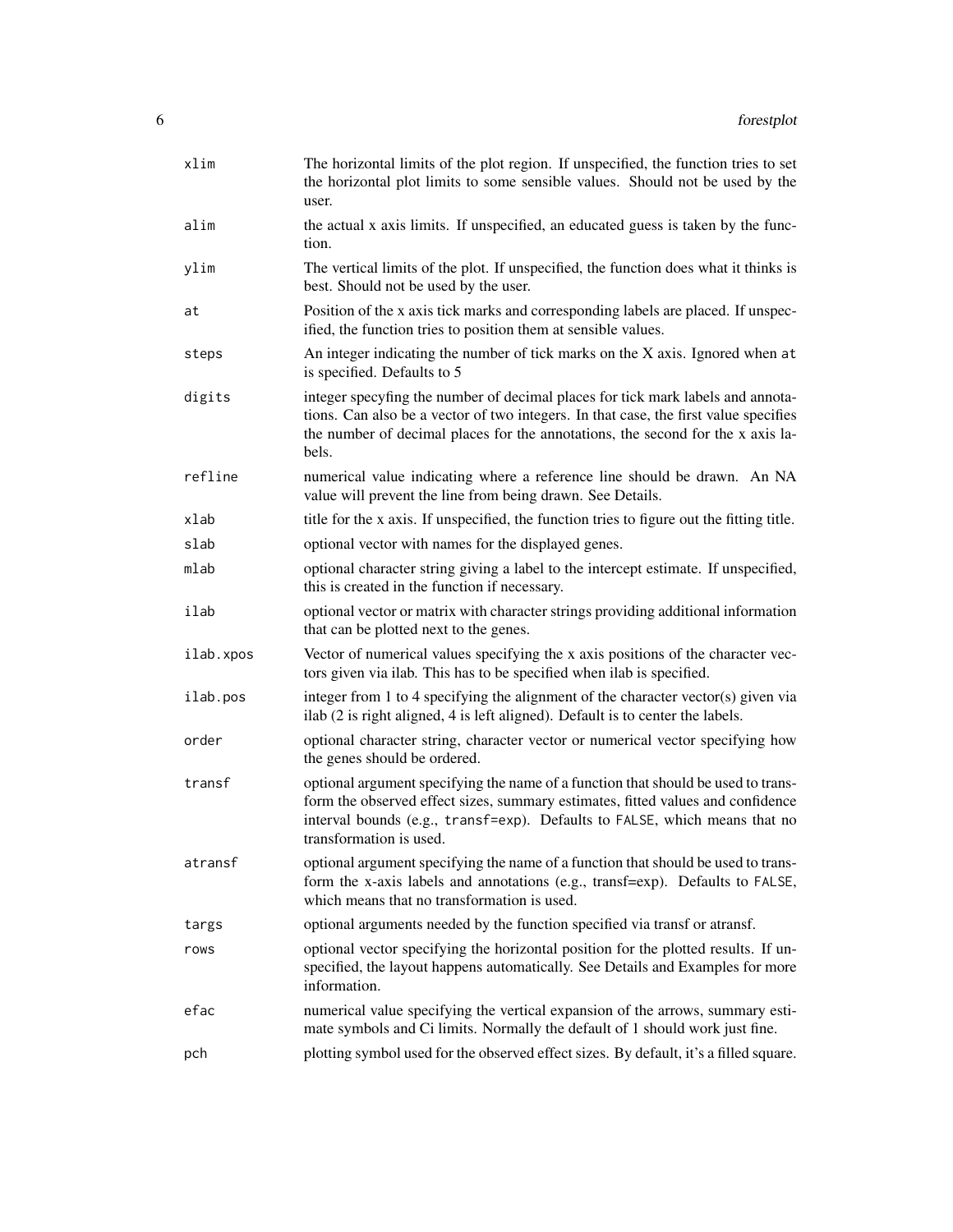| | |
|---|---|
| `xlim` | The horizontal limits of the plot region. If unspecified, the function tries to set the horizontal plot limits to some sensible values. Should not be used by the user. |
| `alim` | the actual x axis limits. If unspecified, an educated guess is taken by the function. |
| `ylim` | The vertical limits of the plot. If unspecified, the function does what it thinks is best. Should not be used by the user. |
| `at` | Position of the x axis tick marks and corresponding labels are placed. If unspecified, the function tries to position them at sensible values. |
| `steps` | An integer indicating the number of tick marks on the X axis. Ignored when `at` is specified. Defaults to 5 |
| `digits` | integer specyfing the number of decimal places for tick mark labels and annotations. Can also be a vector of two integers. In that case, the first value specifies the number of decimal places for the annotations, the second for the x axis labels. |
| `refline` | numerical value indicating where a reference line should be drawn. An NA value will prevent the line from being drawn. See Details. |
| `xlab` | title for the x axis. If unspecified, the function tries to figure out the fitting title. |
| `slab` | optional vector with names for the displayed genes. |
| `mlab` | optional character string giving a label to the intercept estimate. If unspecified, this is created in the function if necessary. |
| `ilab` | optional vector or matrix with character strings providing additional information that can be plotted next to the genes. |
| `ilab.xpos` | Vector of numerical values specifying the x axis positions of the character vectors given via ilab. This has to be specified when ilab is specified. |
| `ilab.pos` | integer from 1 to 4 specifying the alignment of the character vector(s) given via ilab (2 is right aligned, 4 is left aligned). Default is to center the labels. |
| `order` | optional character string, character vector or numerical vector specifying how the genes should be ordered. |
| `transf` | optional argument specifying the name of a function that should be used to transform the observed effect sizes, summary estimates, fitted values and confidence interval bounds (e.g., `transf=exp`). Defaults to `FALSE`, which means that no transformation is used. |
| `atransf` | optional argument specifying the name of a function that should be used to transform the x-axis labels and annotations (e.g., transf=exp). Defaults to `FALSE`, which means that no transformation is used. |
| `targs` | optional arguments needed by the function specified via transf or atransf. |
| `rows` | optional vector specifying the horizontal position for the plotted results. If unspecified, the layout happens automatically. See Details and Examples for more information. |
| `efac` | numerical value specifying the vertical expansion of the arrows, summary estimate symbols and Ci limits. Normally the default of 1 should work just fine. |
| `pch` | plotting symbol used for the observed effect sizes. By default, it's a filled square. |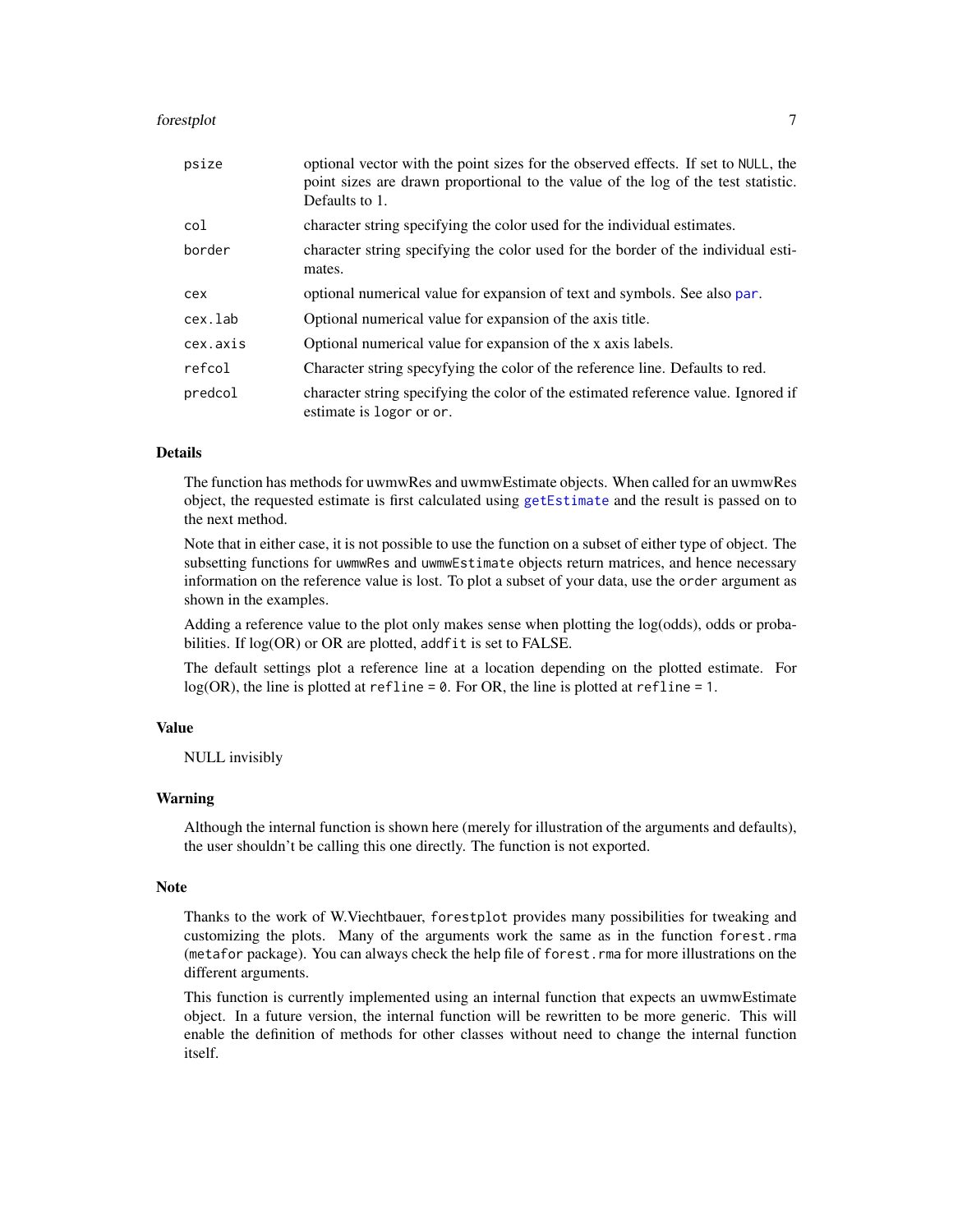| | |
|---|---|
| `psize` | optional vector with the point sizes for the observed effects. If set to `NULL`, the point sizes are drawn proportional to the value of the log of the test statistic. Defaults to 1. |
| `col` | character string specifying the color used for the individual estimates. |
| `border` | character string specifying the color used for the border of the individual estimates. |
| `cex` | optional numerical value for expansion of text and symbols. See also par. |
| `cex.lab` | Optional numerical value for expansion of the axis title. |
| `cex.axis` | Optional numerical value for expansion of the x axis labels. |
| `refcol` | Character string specyfying the color of the reference line. Defaults to red. |
| `predcol` | character string specifying the color of the estimated reference value. Ignored if estimate is `logor` or `or`. |

## Details

The function has methods for uwmwRes and uwmwEstimate objects. When called for an uwmwRes object, the requested estimate is first calculated using getEstimate and the result is passed on to the next method.

Note that in either case, it is not possible to use the function on a subset of either type of object. The subsetting functions for `uwmwRes` and `uwmwEstimate` objects return matrices, and hence necessary information on the reference value is lost. To plot a subset of your data, use the `order` argument as shown in the examples.

Adding a reference value to the plot only makes sense when plotting the log(odds), odds or probabilities. If log(OR) or OR are plotted, `addfit` is set to FALSE.

The default settings plot a reference line at a location depending on the plotted estimate. For log(OR), the line is plotted at `refline = 0`. For OR, the line is plotted at `refline = 1`.

## Value

NULL invisibly

## Warning

Although the internal function is shown here (merely for illustration of the arguments and defaults), the user shouldn't be calling this one directly. The function is not exported.

## Note

Thanks to the work of W.Viechtbauer, `forestplot` provides many possibilities for tweaking and customizing the plots. Many of the arguments work the same as in the function `forest.rma` (`metafor` package). You can always check the help file of `forest.rma` for more illustrations on the different arguments.

This function is currently implemented using an internal function that expects an uwmwEstimate object. In a future version, the internal function will be rewritten to be more generic. This will enable the definition of methods for other classes without need to change the internal function itself.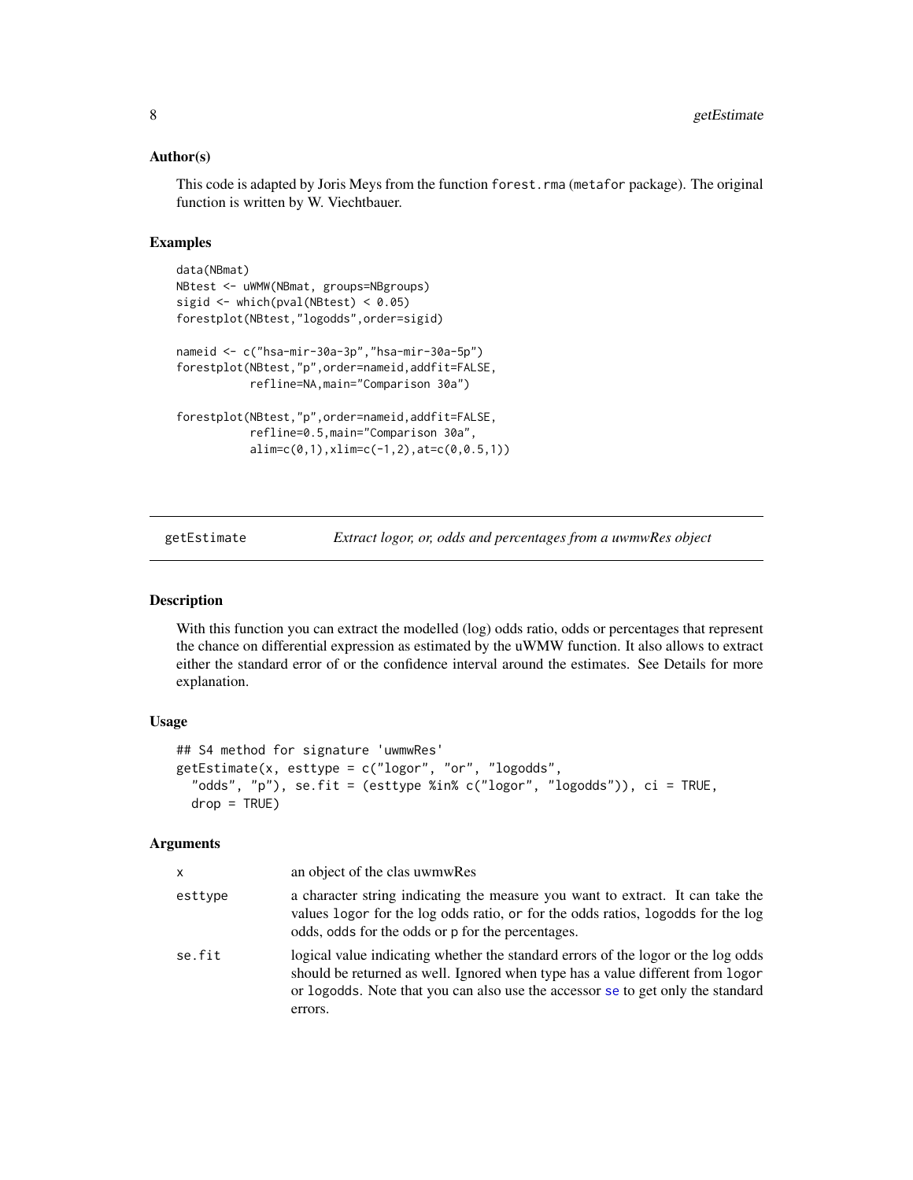### Author(s)

This code is adapted by Joris Meys from the function `forest.rma` (`metafor` package). The original function is written by W. Viechtbauer.

### Examples

```
data(NBmat)
NBtest <- uWMW(NBmat, groups=NBgroups)
sigid <- which(pval(NBtest) < 0.05)
forestplot(NBtest,"logodds",order=sigid)

nameid <- c("hsa-mir-30a-3p","hsa-mir-30a-5p")
forestplot(NBtest,"p",order=nameid,addfit=FALSE,
          refline=NA,main="Comparison 30a")

forestplot(NBtest,"p",order=nameid,addfit=FALSE,
          refline=0.5,main="Comparison 30a",
          alim=c(0,1),xlim=c(-1,2),at=c(0,0.5,1))
```

---

## getEstimate    *Extract logor, or, odds and percentages from a uwmwRes object*

---

### Description

With this function you can extract the modelled (log) odds ratio, odds or percentages that represent the chance on differential expression as estimated by the uWMW function. It also allows to extract either the standard error of or the confidence interval around the estimates. See Details for more explanation.

### Usage

```
## S4 method for signature 'uwmwRes'
getEstimate(x, esttype = c("logor", "or", "logodds",
  "odds", "p"), se.fit = (esttype %in% c("logor", "logodds")), ci = TRUE,
  drop = TRUE)
```

### Arguments

| | |
|---|---|
| x | an object of the clas uwmwRes |
| esttype | a character string indicating the measure you want to extract. It can take the values `logor` for the log odds ratio, `or` for the odds ratios, `logodds` for the log odds, `odds` for the odds or `p` for the percentages. |
| se.fit | logical value indicating whether the standard errors of the logor or the log odds should be returned as well. Ignored when type has a value different from `logor` or `logodds`. Note that you can also use the accessor `se` to get only the standard errors. |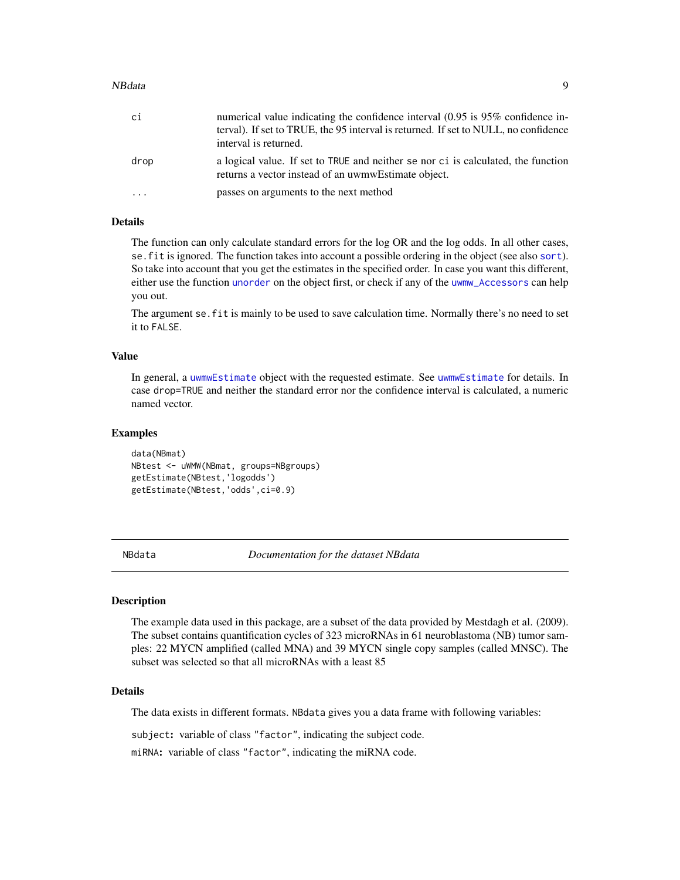| | |
|---|---|
| ci | numerical value indicating the confidence interval (0.95 is 95% confidence interval). If set to TRUE, the 95 interval is returned. If set to NULL, no confidence interval is returned. |
| drop | a logical value. If set to TRUE and neither se nor ci is calculated, the function returns a vector instead of an uwmwEstimate object. |
| ... | passes on arguments to the next method |

### Details

The function can only calculate standard errors for the log OR and the log odds. In all other cases, se.fit is ignored. The function takes into account a possible ordering in the object (see also sort). So take into account that you get the estimates in the specified order. In case you want this different, either use the function unorder on the object first, or check if any of the uwmw_Accessors can help you out.

The argument se.fit is mainly to be used to save calculation time. Normally there's no need to set it to FALSE.

### Value

In general, a uwmwEstimate object with the requested estimate. See uwmwEstimate for details. In case drop=TRUE and neither the standard error nor the confidence interval is calculated, a numeric named vector.

### Examples

```
data(NBmat)
NBtest <- uWMW(NBmat, groups=NBgroups)
getEstimate(NBtest,'logodds')
getEstimate(NBtest,'odds',ci=0.9)
```

---

## NBdata *Documentation for the dataset NBdata*

### Description

The example data used in this package, are a subset of the data provided by Mestdagh et al. (2009). The subset contains quantification cycles of 323 microRNAs in 61 neuroblastoma (NB) tumor samples: 22 MYCN amplified (called MNA) and 39 MYCN single copy samples (called MNSC). The subset was selected so that all microRNAs with a least 85

### Details

The data exists in different formats. NBdata gives you a data frame with following variables:

**subject:** variable of class "factor", indicating the subject code.

**miRNA:** variable of class "factor", indicating the miRNA code.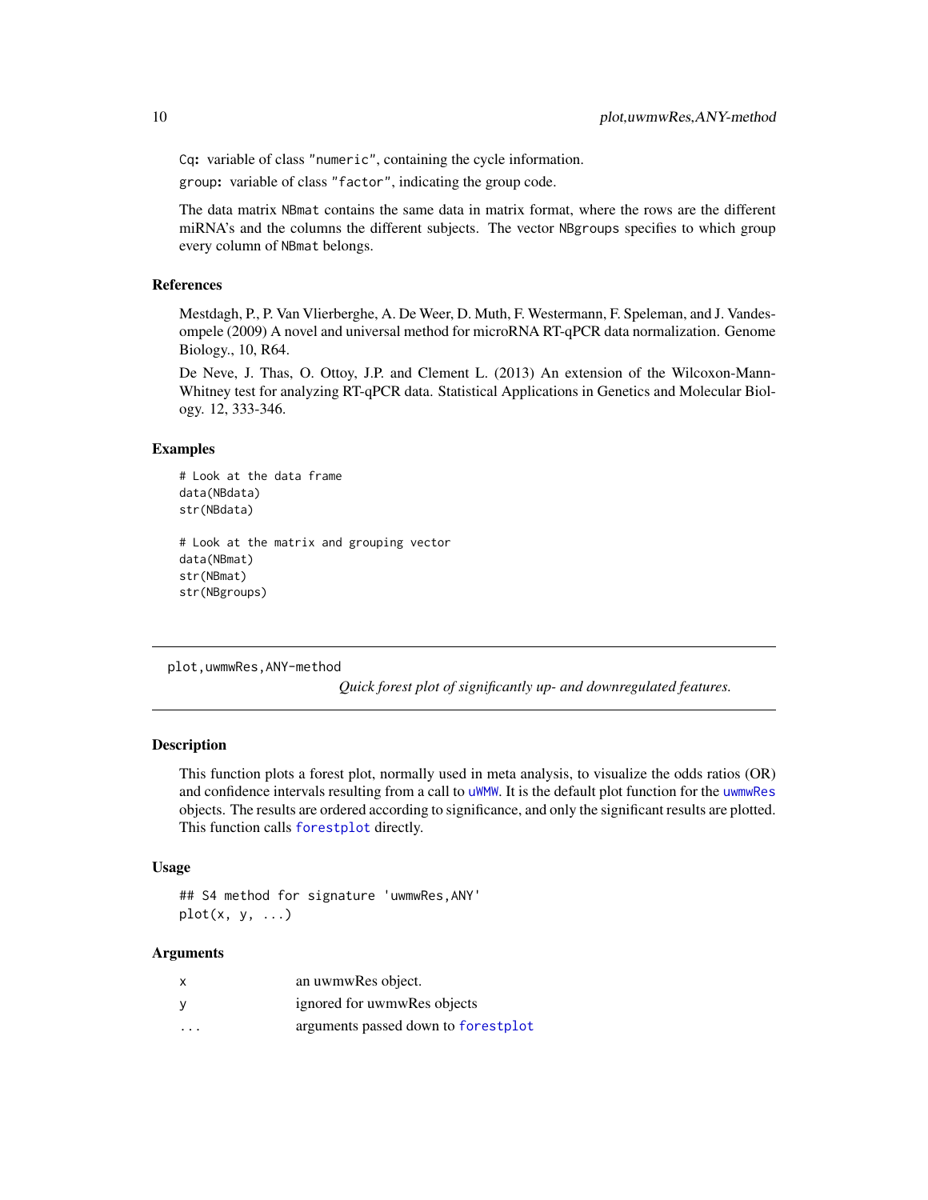Cq: variable of class "numeric", containing the cycle information.

group: variable of class "factor", indicating the group code.

The data matrix NBmat contains the same data in matrix format, where the rows are the different miRNA's and the columns the different subjects. The vector NBgroups specifies to which group every column of NBmat belongs.

### References

Mestdagh, P., P. Van Vlierberghe, A. De Weer, D. Muth, F. Westermann, F. Speleman, and J. Vandesompele (2009) A novel and universal method for microRNA RT-qPCR data normalization. Genome Biology., 10, R64.

De Neve, J. Thas, O. Ottoy, J.P. and Clement L. (2013) An extension of the Wilcoxon-Mann-Whitney test for analyzing RT-qPCR data. Statistical Applications in Genetics and Molecular Biology. 12, 333-346.

### Examples

```
# Look at the data frame
data(NBdata)
str(NBdata)

# Look at the matrix and grouping vector
data(NBmat)
str(NBmat)
str(NBgroups)
```

---

## plot,uwmwRes,ANY-method

*Quick forest plot of significantly up- and downregulated features.*

---

### Description

This function plots a forest plot, normally used in meta analysis, to visualize the odds ratios (OR) and confidence intervals resulting from a call to uWMW. It is the default plot function for the uwmwRes objects. The results are ordered according to significance, and only the significant results are plotted. This function calls forestplot directly.

### Usage

```
## S4 method for signature 'uwmwRes,ANY'
plot(x, y, ...)
```

### Arguments

| | |
|---|---|
| x | an uwmwRes object. |
| y | ignored for uwmwRes objects |
| ... | arguments passed down to forestplot |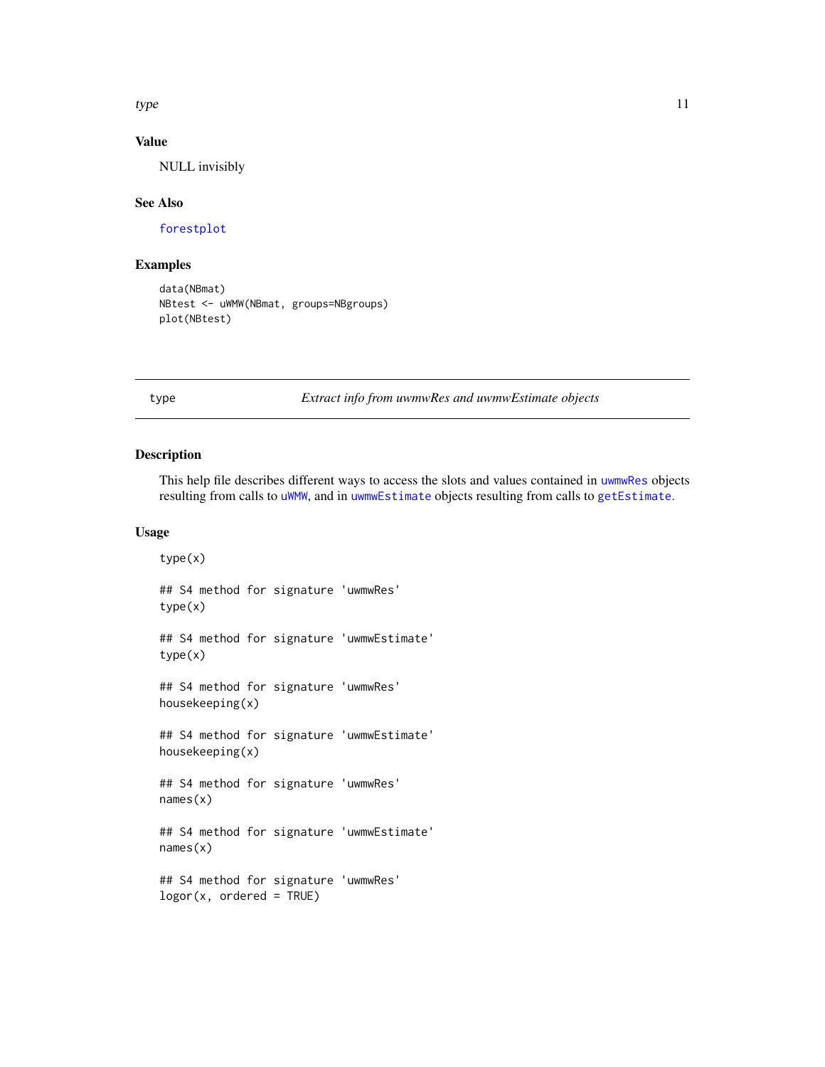### Value

NULL invisibly

### See Also

forestplot

### Examples

```
data(NBmat)
NBtest <- uWMW(NBmat, groups=NBgroups)
plot(NBtest)
```

---

## type — *Extract info from uwmwRes and uwmwEstimate objects*

### Description

This help file describes different ways to access the slots and values contained in uwmwRes objects resulting from calls to uWMW, and in uwmwEstimate objects resulting from calls to getEstimate.

### Usage

```
type(x)

## S4 method for signature 'uwmwRes'
type(x)

## S4 method for signature 'uwmwEstimate'
type(x)

## S4 method for signature 'uwmwRes'
housekeeping(x)

## S4 method for signature 'uwmwEstimate'
housekeeping(x)

## S4 method for signature 'uwmwRes'
names(x)

## S4 method for signature 'uwmwEstimate'
names(x)

## S4 method for signature 'uwmwRes'
logor(x, ordered = TRUE)
```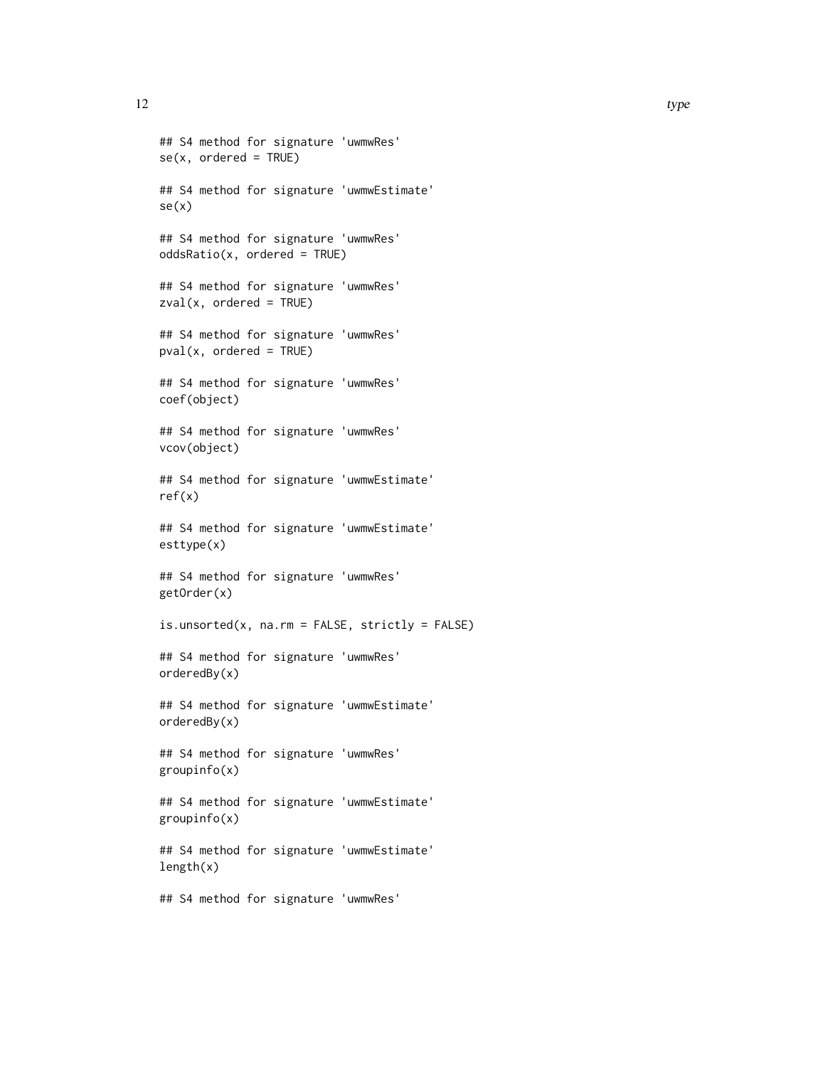```
## S4 method for signature 'uwmwRes'
se(x, ordered = TRUE)

## S4 method for signature 'uwmwEstimate'
se(x)

## S4 method for signature 'uwmwRes'
oddsRatio(x, ordered = TRUE)

## S4 method for signature 'uwmwRes'
zval(x, ordered = TRUE)

## S4 method for signature 'uwmwRes'
pval(x, ordered = TRUE)

## S4 method for signature 'uwmwRes'
coef(object)

## S4 method for signature 'uwmwRes'
vcov(object)

## S4 method for signature 'uwmwEstimate'
ref(x)

## S4 method for signature 'uwmwEstimate'
esttype(x)

## S4 method for signature 'uwmwRes'
getOrder(x)

is.unsorted(x, na.rm = FALSE, strictly = FALSE)

## S4 method for signature 'uwmwRes'
orderedBy(x)

## S4 method for signature 'uwmwEstimate'
orderedBy(x)

## S4 method for signature 'uwmwRes'
groupinfo(x)

## S4 method for signature 'uwmwEstimate'
groupinfo(x)

## S4 method for signature 'uwmwEstimate'
length(x)

## S4 method for signature 'uwmwRes'
```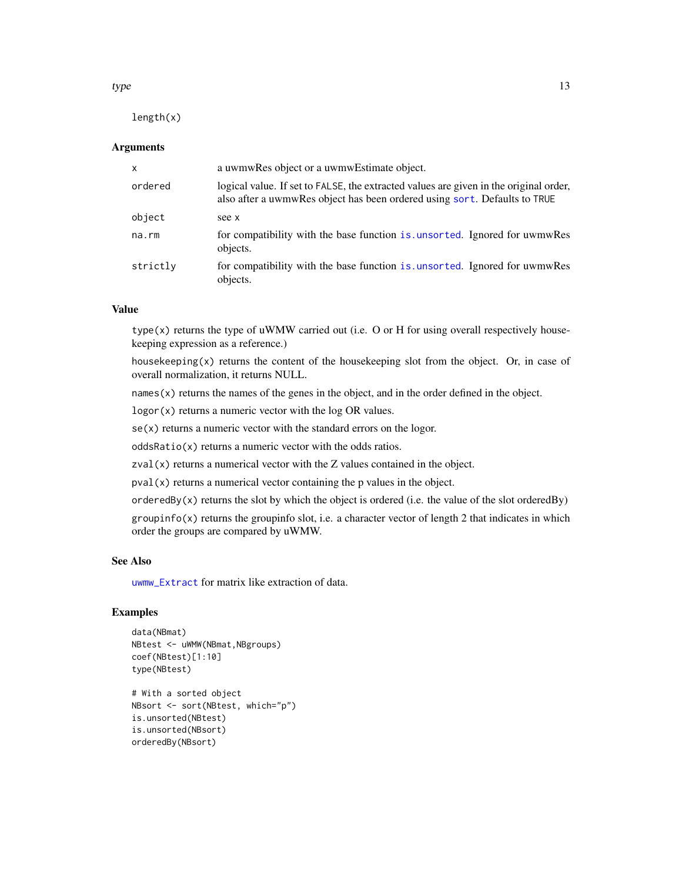```
length(x)
```

## Arguments

| | |
|---|---|
| x | a uwmwRes object or a uwmwEstimate object. |
| ordered | logical value. If set to FALSE, the extracted values are given in the original order, also after a uwmwRes object has been ordered using sort. Defaults to TRUE |
| object | see x |
| na.rm | for compatibility with the base function is.unsorted. Ignored for uwmwRes objects. |
| strictly | for compatibility with the base function is.unsorted. Ignored for uwmwRes objects. |

## Value

`type(x)` returns the type of uWMW carried out (i.e. O or H for using overall respectively housekeeping expression as a reference.)

`housekeeping(x)` returns the content of the housekeeping slot from the object. Or, in case of overall normalization, it returns NULL.

`names(x)` returns the names of the genes in the object, and in the order defined in the object.

`logor(x)` returns a numeric vector with the log OR values.

`se(x)` returns a numeric vector with the standard errors on the logor.

`oddsRatio(x)` returns a numeric vector with the odds ratios.

`zval(x)` returns a numerical vector with the Z values contained in the object.

`pval(x)` returns a numerical vector containing the p values in the object.

`orderedBy(x)` returns the slot by which the object is ordered (i.e. the value of the slot orderedBy)

`groupinfo(x)` returns the groupinfo slot, i.e. a character vector of length 2 that indicates in which order the groups are compared by uWMW.

## See Also

uwmw_Extract for matrix like extraction of data.

## Examples

```
data(NBmat)
NBtest <- uWMW(NBmat,NBgroups)
coef(NBtest)[1:10]
type(NBtest)

# With a sorted object
NBsort <- sort(NBtest, which="p")
is.unsorted(NBtest)
is.unsorted(NBsort)
orderedBy(NBsort)
```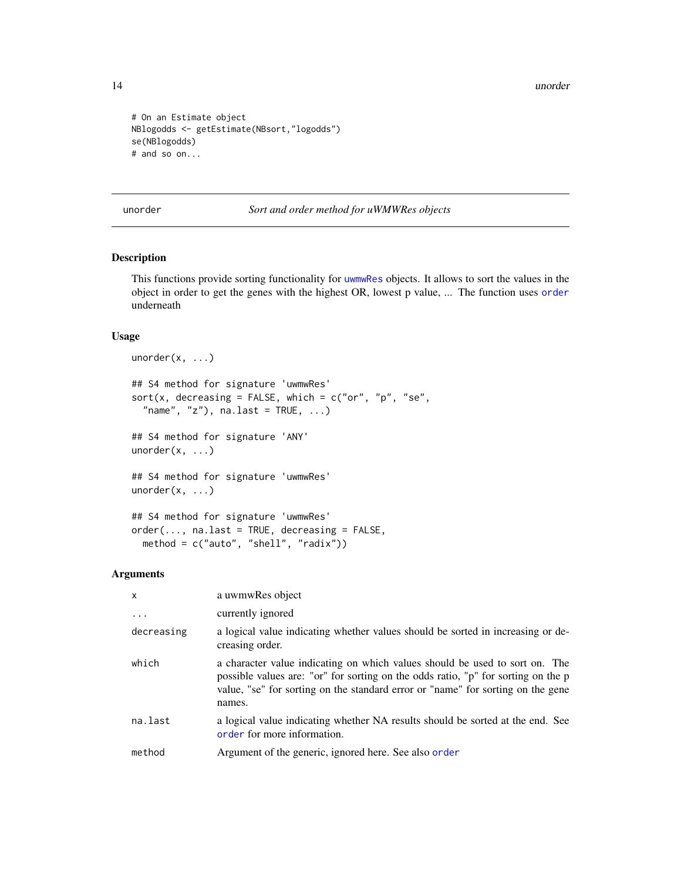```
# On an Estimate object
NBlogodds <- getEstimate(NBsort,"logodds")
se(NBlogodds)
# and so on...
```

---

unorder *Sort and order method for uWMWRes objects*

---

## Description

This functions provide sorting functionality for uwmwRes objects. It allows to sort the values in the object in order to get the genes with the highest OR, lowest p value, ... The function uses order underneath

## Usage

```
unorder(x, ...)

## S4 method for signature 'uwmwRes'
sort(x, decreasing = FALSE, which = c("or", "p", "se",
  "name", "z"), na.last = TRUE, ...)

## S4 method for signature 'ANY'
unorder(x, ...)

## S4 method for signature 'uwmwRes'
unorder(x, ...)

## S4 method for signature 'uwmwRes'
order(..., na.last = TRUE, decreasing = FALSE,
  method = c("auto", "shell", "radix"))
```

## Arguments

| | |
|---|---|
| `x` | a uwmwRes object |
| `...` | currently ignored |
| `decreasing` | a logical value indicating whether values should be sorted in increasing or decreasing order. |
| `which` | a character value indicating on which values should be used to sort on. The possible values are: "or" for sorting on the odds ratio, "p" for sorting on the p value, "se" for sorting on the standard error or "name" for sorting on the gene names. |
| `na.last` | a logical value indicating whether NA results should be sorted at the end. See order for more information. |
| `method` | Argument of the generic, ignored here. See also order |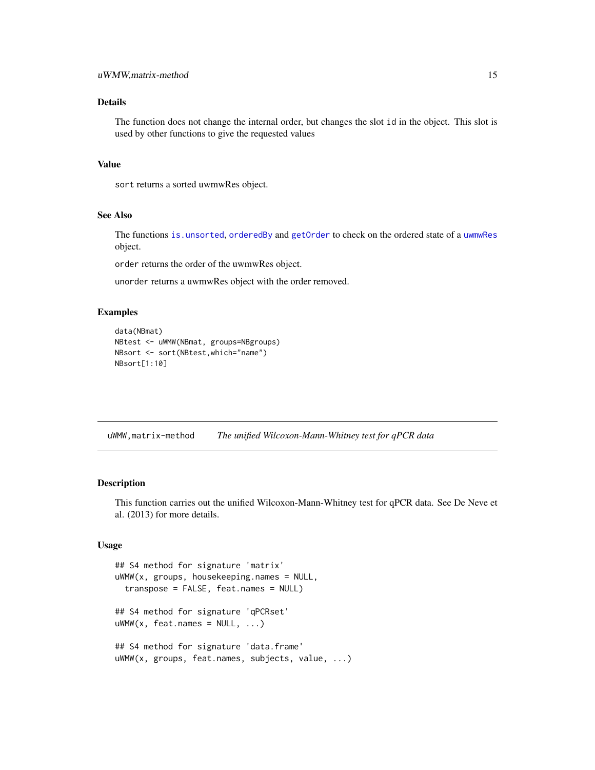## Details

The function does not change the internal order, but changes the slot `id` in the object. This slot is used by other functions to give the requested values

## Value

`sort` returns a sorted uwmwRes object.

## See Also

The functions `is.unsorted`, `orderedBy` and `getOrder` to check on the ordered state of a `uwmwRes` object.

`order` returns the order of the uwmwRes object.

`unorder` returns a uwmwRes object with the order removed.

## Examples

```
data(NBmat)
NBtest <- uWMW(NBmat, groups=NBgroups)
NBsort <- sort(NBtest,which="name")
NBsort[1:10]
```

---

# uWMW,matrix-method    *The unified Wilcoxon-Mann-Whitney test for qPCR data*

## Description

This function carries out the unified Wilcoxon-Mann-Whitney test for qPCR data. See De Neve et al. (2013) for more details.

## Usage

```
## S4 method for signature 'matrix'
uWMW(x, groups, housekeeping.names = NULL,
  transpose = FALSE, feat.names = NULL)

## S4 method for signature 'qPCRset'
uWMW(x, feat.names = NULL, ...)

## S4 method for signature 'data.frame'
uWMW(x, groups, feat.names, subjects, value, ...)
```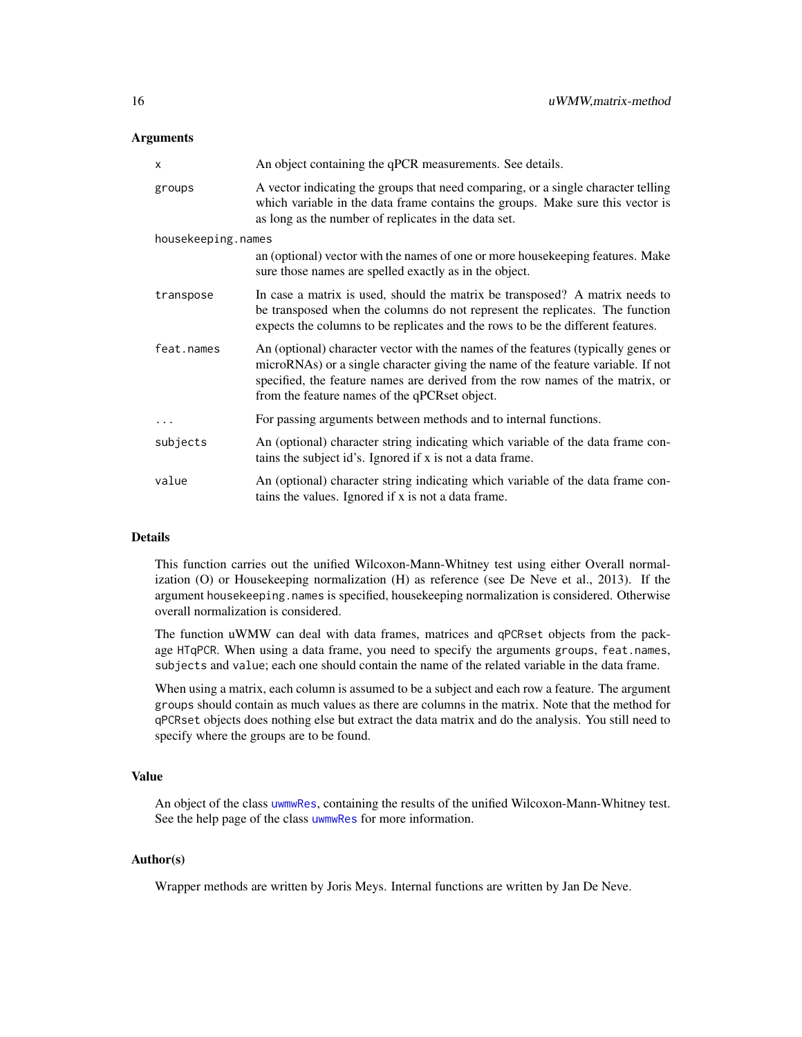### Arguments

| | |
|---|---|
| `x` | An object containing the qPCR measurements. See details. |
| `groups` | A vector indicating the groups that need comparing, or a single character telling which variable in the data frame contains the groups. Make sure this vector is as long as the number of replicates in the data set. |
| `housekeeping.names` | an (optional) vector with the names of one or more housekeeping features. Make sure those names are spelled exactly as in the object. |
| `transpose` | In case a matrix is used, should the matrix be transposed? A matrix needs to be transposed when the columns do not represent the replicates. The function expects the columns to be replicates and the rows to be the different features. |
| `feat.names` | An (optional) character vector with the names of the features (typically genes or microRNAs) or a single character giving the name of the feature variable. If not specified, the feature names are derived from the row names of the matrix, or from the feature names of the qPCRset object. |
| `...` | For passing arguments between methods and to internal functions. |
| `subjects` | An (optional) character string indicating which variable of the data frame contains the subject id's. Ignored if x is not a data frame. |
| `value` | An (optional) character string indicating which variable of the data frame contains the values. Ignored if x is not a data frame. |

### Details

This function carries out the unified Wilcoxon-Mann-Whitney test using either Overall normalization (O) or Housekeeping normalization (H) as reference (see De Neve et al., 2013). If the argument `housekeeping.names` is specified, housekeeping normalization is considered. Otherwise overall normalization is considered.

The function uWMW can deal with data frames, matrices and `qPCRset` objects from the package `HTqPCR`. When using a data frame, you need to specify the arguments `groups`, `feat.names`, `subjects` and `value`; each one should contain the name of the related variable in the data frame.

When using a matrix, each column is assumed to be a subject and each row a feature. The argument `groups` should contain as much values as there are columns in the matrix. Note that the method for `qPCRset` objects does nothing else but extract the data matrix and do the analysis. You still need to specify where the groups are to be found.

### Value

An object of the class `uwmwRes`, containing the results of the unified Wilcoxon-Mann-Whitney test. See the help page of the class `uwmwRes` for more information.

### Author(s)

Wrapper methods are written by Joris Meys. Internal functions are written by Jan De Neve.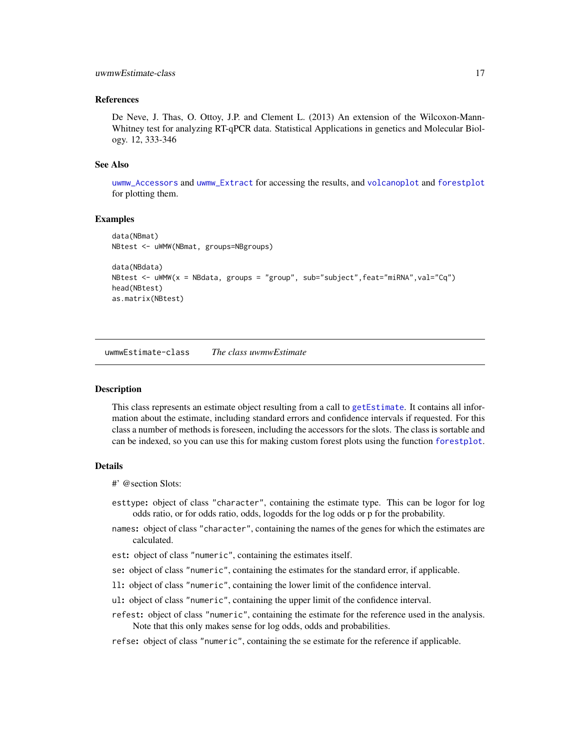### References

De Neve, J. Thas, O. Ottoy, J.P. and Clement L. (2013) An extension of the Wilcoxon-Mann-Whitney test for analyzing RT-qPCR data. Statistical Applications in genetics and Molecular Biology. 12, 333-346

### See Also

`uwmw_Accessors` and `uwmw_Extract` for accessing the results, and `volcanoplot` and `forestplot` for plotting them.

### Examples

```
data(NBmat)
NBtest <- uWMW(NBmat, groups=NBgroups)

data(NBdata)
NBtest <- uWMW(x = NBdata, groups = "group", sub="subject",feat="miRNA",val="Cq")
head(NBtest)
as.matrix(NBtest)
```

---

## uwmwEstimate-class *The class uwmwEstimate*

### Description

This class represents an estimate object resulting from a call to `getEstimate`. It contains all information about the estimate, including standard errors and confidence intervals if requested. For this class a number of methods is foreseen, including the accessors for the slots. The class is sortable and can be indexed, so you can use this for making custom forest plots using the function `forestplot`.

### Details

#' @section Slots:

- **`esttype`:** object of class `"character"`, containing the estimate type. This can be logor for log odds ratio, or for odds ratio, odds, logodds for the log odds or p for the probability.
- **`names`:** object of class `"character"`, containing the names of the genes for which the estimates are calculated.
- **`est`:** object of class `"numeric"`, containing the estimates itself.
- **`se`:** object of class `"numeric"`, containing the estimates for the standard error, if applicable.
- **`ll`:** object of class `"numeric"`, containing the lower limit of the confidence interval.
- **`ul`:** object of class `"numeric"`, containing the upper limit of the confidence interval.
- **`refest`:** object of class `"numeric"`, containing the estimate for the reference used in the analysis. Note that this only makes sense for log odds, odds and probabilities.
- **`refse`:** object of class `"numeric"`, containing the se estimate for the reference if applicable.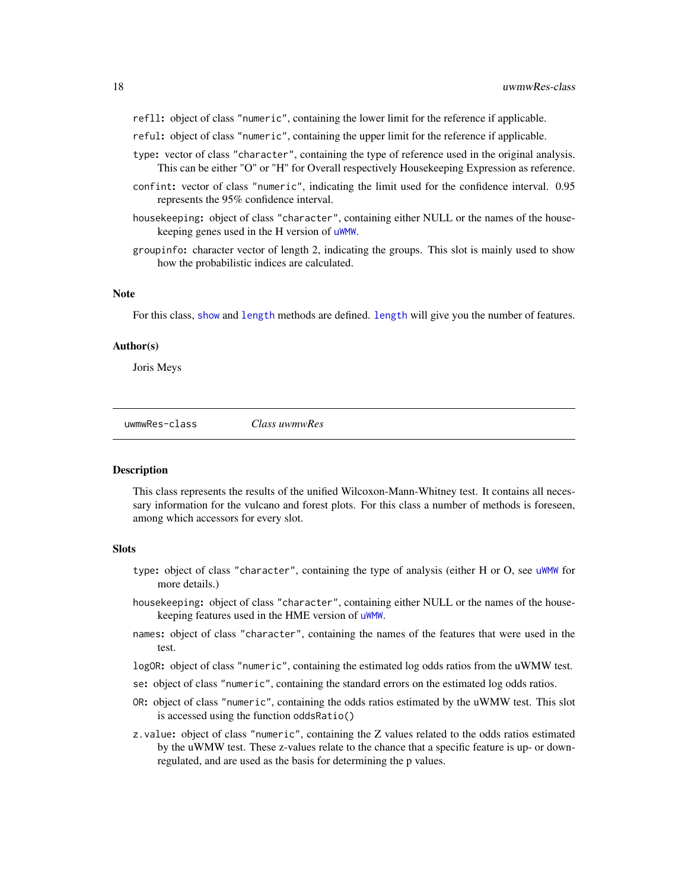refll: object of class "numeric", containing the lower limit for the reference if applicable.

reful: object of class "numeric", containing the upper limit for the reference if applicable.

type: vector of class "character", containing the type of reference used in the original analysis. This can be either "O" or "H" for Overall respectively Housekeeping Expression as reference.

confint: vector of class "numeric", indicating the limit used for the confidence interval. 0.95 represents the 95% confidence interval.

housekeeping: object of class "character", containing either NULL or the names of the housekeeping genes used in the H version of uWMW.

groupinfo: character vector of length 2, indicating the groups. This slot is mainly used to show how the probabilistic indices are calculated.

### Note

For this class, show and length methods are defined. length will give you the number of features.

### Author(s)

Joris Meys

---

## uwmwRes-class — *Class uwmwRes*

### Description

This class represents the results of the unified Wilcoxon-Mann-Whitney test. It contains all necessary information for the vulcano and forest plots. For this class a number of methods is foreseen, among which accessors for every slot.

### Slots

type: object of class "character", containing the type of analysis (either H or O, see uWMW for more details.)

housekeeping: object of class "character", containing either NULL or the names of the housekeeping features used in the HME version of uWMW.

names: object of class "character", containing the names of the features that were used in the test.

logOR: object of class "numeric", containing the estimated log odds ratios from the uWMW test.

se: object of class "numeric", containing the standard errors on the estimated log odds ratios.

OR: object of class "numeric", containing the odds ratios estimated by the uWMW test. This slot is accessed using the function oddsRatio()

z.value: object of class "numeric", containing the Z values related to the odds ratios estimated by the uWMW test. These z-values relate to the chance that a specific feature is up- or down-regulated, and are used as the basis for determining the p values.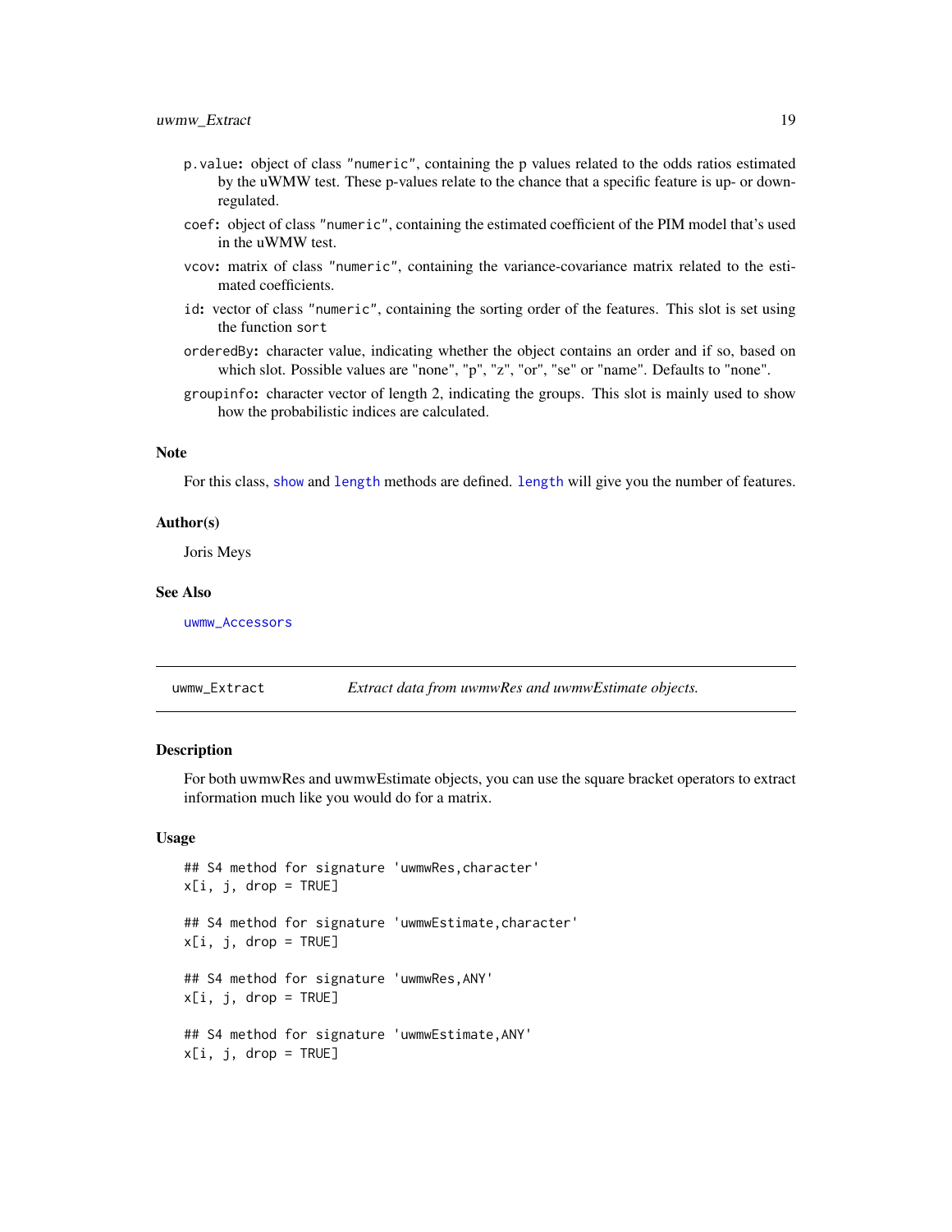- `p.value`: object of class `"numeric"`, containing the p values related to the odds ratios estimated by the uWMW test. These p-values relate to the chance that a specific feature is up- or down-regulated.
- `coef`: object of class `"numeric"`, containing the estimated coefficient of the PIM model that's used in the uWMW test.
- `vcov`: matrix of class `"numeric"`, containing the variance-covariance matrix related to the estimated coefficients.
- `id`: vector of class `"numeric"`, containing the sorting order of the features. This slot is set using the function `sort`
- `orderedBy`: character value, indicating whether the object contains an order and if so, based on which slot. Possible values are "none", "p", "z", "or", "se" or "name". Defaults to "none".
- `groupinfo`: character vector of length 2, indicating the groups. This slot is mainly used to show how the probabilistic indices are calculated.

### Note

For this class, `show` and `length` methods are defined. `length` will give you the number of features.

### Author(s)

Joris Meys

### See Also

`uwmw_Accessors`

---

## uwmw_Extract — *Extract data from uwmwRes and uwmwEstimate objects.*

### Description

For both uwmwRes and uwmwEstimate objects, you can use the square bracket operators to extract information much like you would do for a matrix.

### Usage

```
## S4 method for signature 'uwmwRes,character'
x[i, j, drop = TRUE]

## S4 method for signature 'uwmwEstimate,character'
x[i, j, drop = TRUE]

## S4 method for signature 'uwmwRes,ANY'
x[i, j, drop = TRUE]

## S4 method for signature 'uwmwEstimate,ANY'
x[i, j, drop = TRUE]
```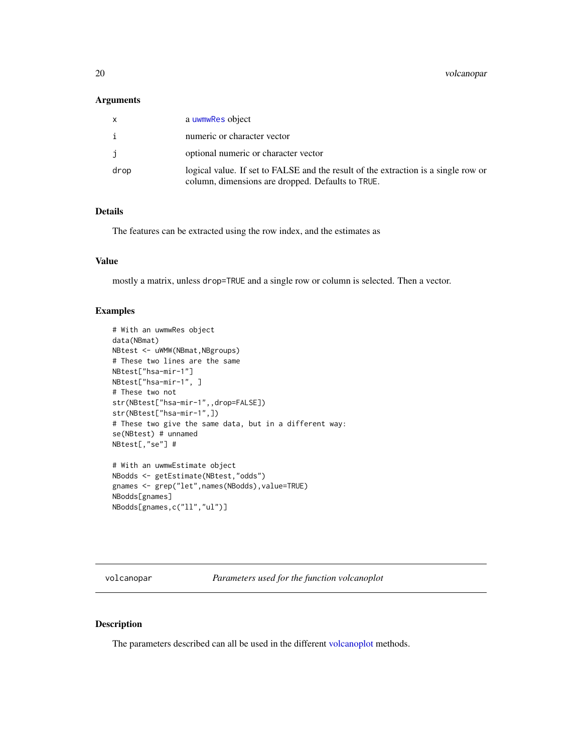### Arguments

| | |
|---|---|
| x | a uwmwRes object |
| i | numeric or character vector |
| j | optional numeric or character vector |
| drop | logical value. If set to FALSE and the result of the extraction is a single row or column, dimensions are dropped. Defaults to TRUE. |

### Details

The features can be extracted using the row index, and the estimates as

### Value

mostly a matrix, unless drop=TRUE and a single row or column is selected. Then a vector.

### Examples

```
# With an uwmwRes object
data(NBmat)
NBtest <- uWMW(NBmat,NBgroups)
# These two lines are the same
NBtest["hsa-mir-1"]
NBtest["hsa-mir-1", ]
# These two not
str(NBtest["hsa-mir-1",,drop=FALSE])
str(NBtest["hsa-mir-1",])
# These two give the same data, but in a different way:
se(NBtest) # unnamed
NBtest[,"se"] #

# With an uwmwEstimate object
NBodds <- getEstimate(NBtest,"odds")
gnames <- grep("let",names(NBodds),value=TRUE)
NBodds[gnames]
NBodds[gnames,c("ll","ul")]
```

---

## volcanopar — *Parameters used for the function volcanoplot*

### Description

The parameters described can all be used in the different volcanoplot methods.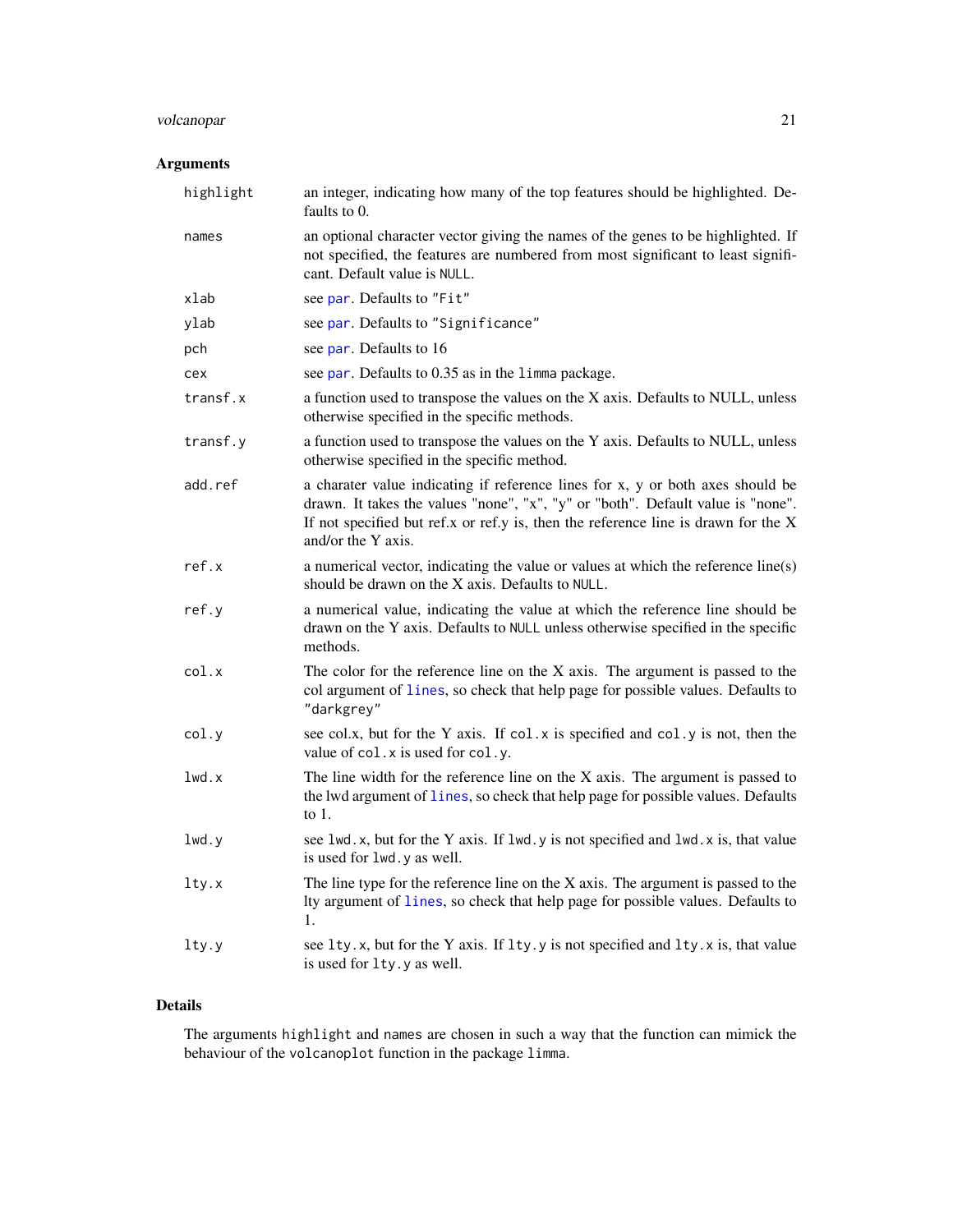## Arguments

| | |
|---|---|
| `highlight` | an integer, indicating how many of the top features should be highlighted. Defaults to 0. |
| `names` | an optional character vector giving the names of the genes to be highlighted. If not specified, the features are numbered from most significant to least significant. Default value is `NULL`. |
| `xlab` | see `par`. Defaults to `"Fit"` |
| `ylab` | see `par`. Defaults to `"Significance"` |
| `pch` | see `par`. Defaults to 16 |
| `cex` | see `par`. Defaults to 0.35 as in the `limma` package. |
| `transf.x` | a function used to transpose the values on the X axis. Defaults to NULL, unless otherwise specified in the specific methods. |
| `transf.y` | a function used to transpose the values on the Y axis. Defaults to NULL, unless otherwise specified in the specific method. |
| `add.ref` | a charater value indicating if reference lines for x, y or both axes should be drawn. It takes the values "none", "x", "y" or "both". Default value is "none". If not specified but ref.x or ref.y is, then the reference line is drawn for the X and/or the Y axis. |
| `ref.x` | a numerical vector, indicating the value or values at which the reference line(s) should be drawn on the X axis. Defaults to `NULL`. |
| `ref.y` | a numerical value, indicating the value at which the reference line should be drawn on the Y axis. Defaults to `NULL` unless otherwise specified in the specific methods. |
| `col.x` | The color for the reference line on the X axis. The argument is passed to the col argument of `lines`, so check that help page for possible values. Defaults to `"darkgrey"` |
| `col.y` | see col.x, but for the Y axis. If `col.x` is specified and `col.y` is not, then the value of `col.x` is used for `col.y`. |
| `lwd.x` | The line width for the reference line on the X axis. The argument is passed to the lwd argument of `lines`, so check that help page for possible values. Defaults to 1. |
| `lwd.y` | see `lwd.x`, but for the Y axis. If `lwd.y` is not specified and `lwd.x` is, that value is used for `lwd.y` as well. |
| `lty.x` | The line type for the reference line on the X axis. The argument is passed to the lty argument of `lines`, so check that help page for possible values. Defaults to 1. |
| `lty.y` | see `lty.x`, but for the Y axis. If `lty.y` is not specified and `lty.x` is, that value is used for `lty.y` as well. |

## Details

The arguments `highlight` and `names` are chosen in such a way that the function can mimick the behaviour of the `volcanoplot` function in the package `limma`.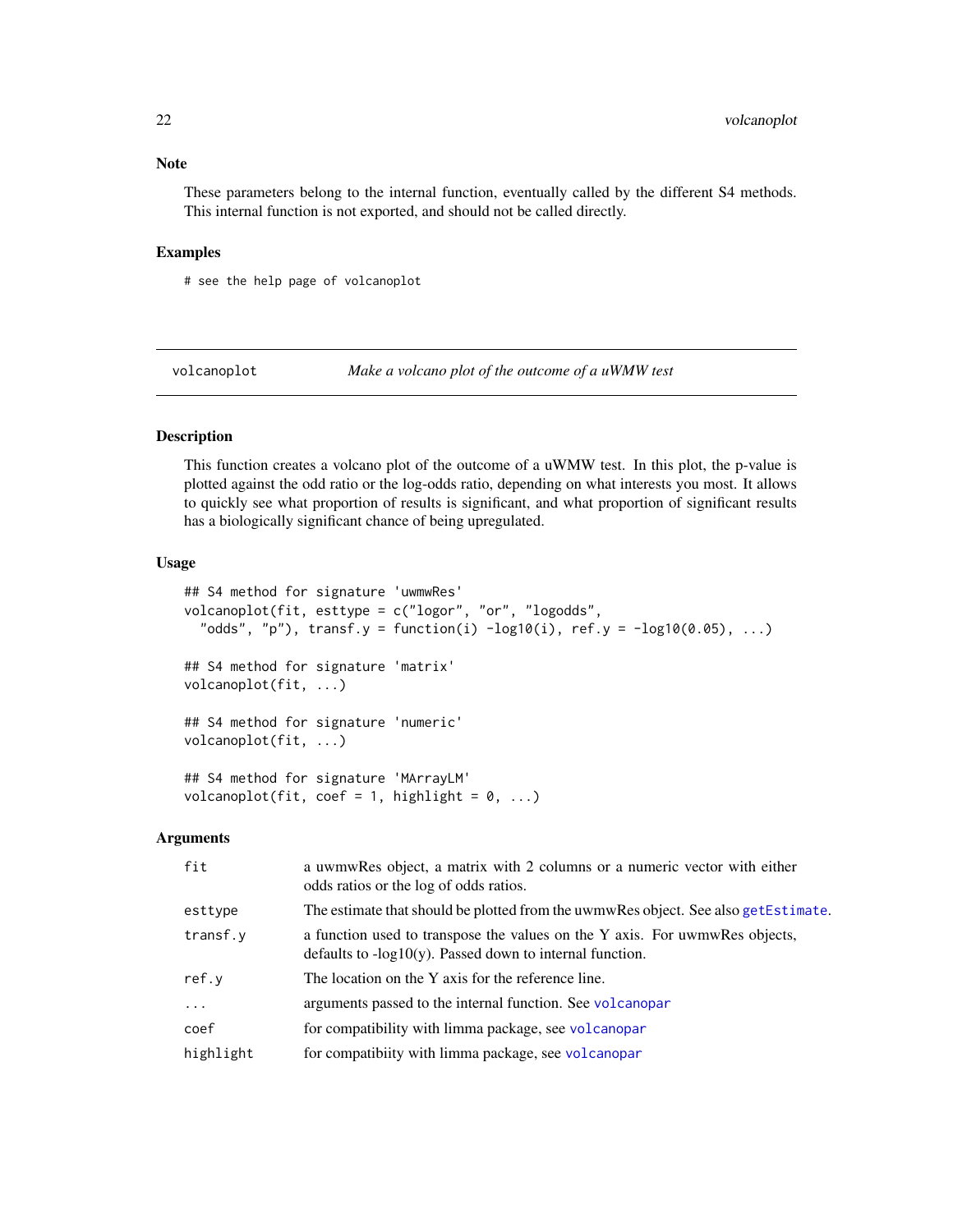## Note

These parameters belong to the internal function, eventually called by the different S4 methods. This internal function is not exported, and should not be called directly.

## Examples

```
# see the help page of volcanoplot
```

---

# volcanoplot *Make a volcano plot of the outcome of a uWMW test*

---

## Description

This function creates a volcano plot of the outcome of a uWMW test. In this plot, the p-value is plotted against the odd ratio or the log-odds ratio, depending on what interests you most. It allows to quickly see what proportion of results is significant, and what proportion of significant results has a biologically significant chance of being upregulated.

## Usage

```
## S4 method for signature 'uwmwRes'
volcanoplot(fit, esttype = c("logor", "or", "logodds",
  "odds", "p"), transf.y = function(i) -log10(i), ref.y = -log10(0.05), ...)

## S4 method for signature 'matrix'
volcanoplot(fit, ...)

## S4 method for signature 'numeric'
volcanoplot(fit, ...)

## S4 method for signature 'MArrayLM'
volcanoplot(fit, coef = 1, highlight = 0, ...)
```

## Arguments

| | |
|---|---|
| fit | a uwmwRes object, a matrix with 2 columns or a numeric vector with either odds ratios or the log of odds ratios. |
| esttype | The estimate that should be plotted from the uwmwRes object. See also getEstimate. |
| transf.y | a function used to transpose the values on the Y axis. For uwmwRes objects, defaults to -log10(y). Passed down to internal function. |
| ref.y | The location on the Y axis for the reference line. |
| ... | arguments passed to the internal function. See volcanopar |
| coef | for compatibility with limma package, see volcanopar |
| highlight | for compatibiity with limma package, see volcanopar |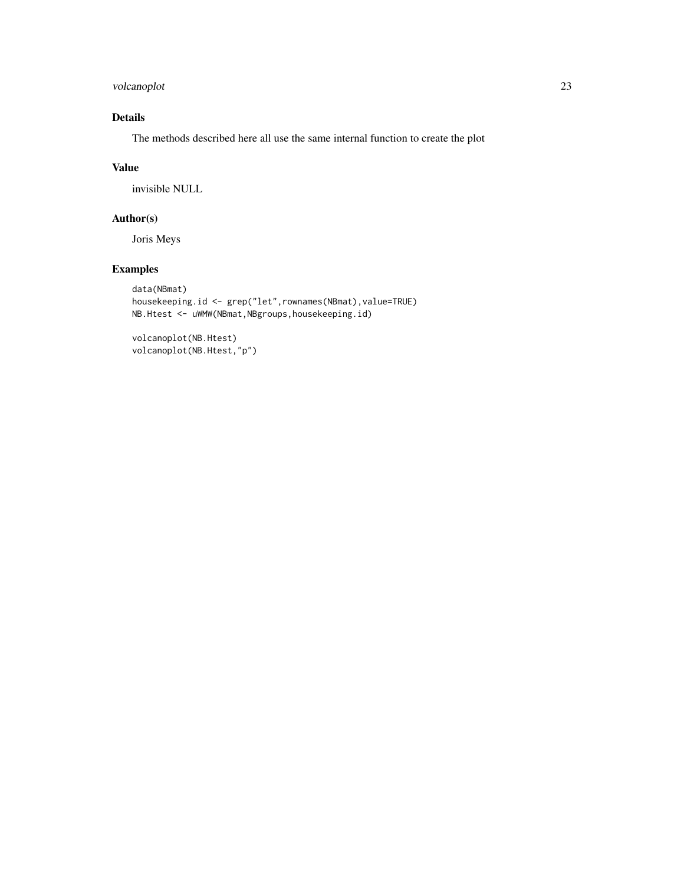## Details

The methods described here all use the same internal function to create the plot

## Value

invisible NULL

## Author(s)

Joris Meys

## Examples

```
data(NBmat)
housekeeping.id <- grep("let",rownames(NBmat),value=TRUE)
NB.Htest <- uWMW(NBmat,NBgroups,housekeeping.id)

volcanoplot(NB.Htest)
volcanoplot(NB.Htest,"p")
```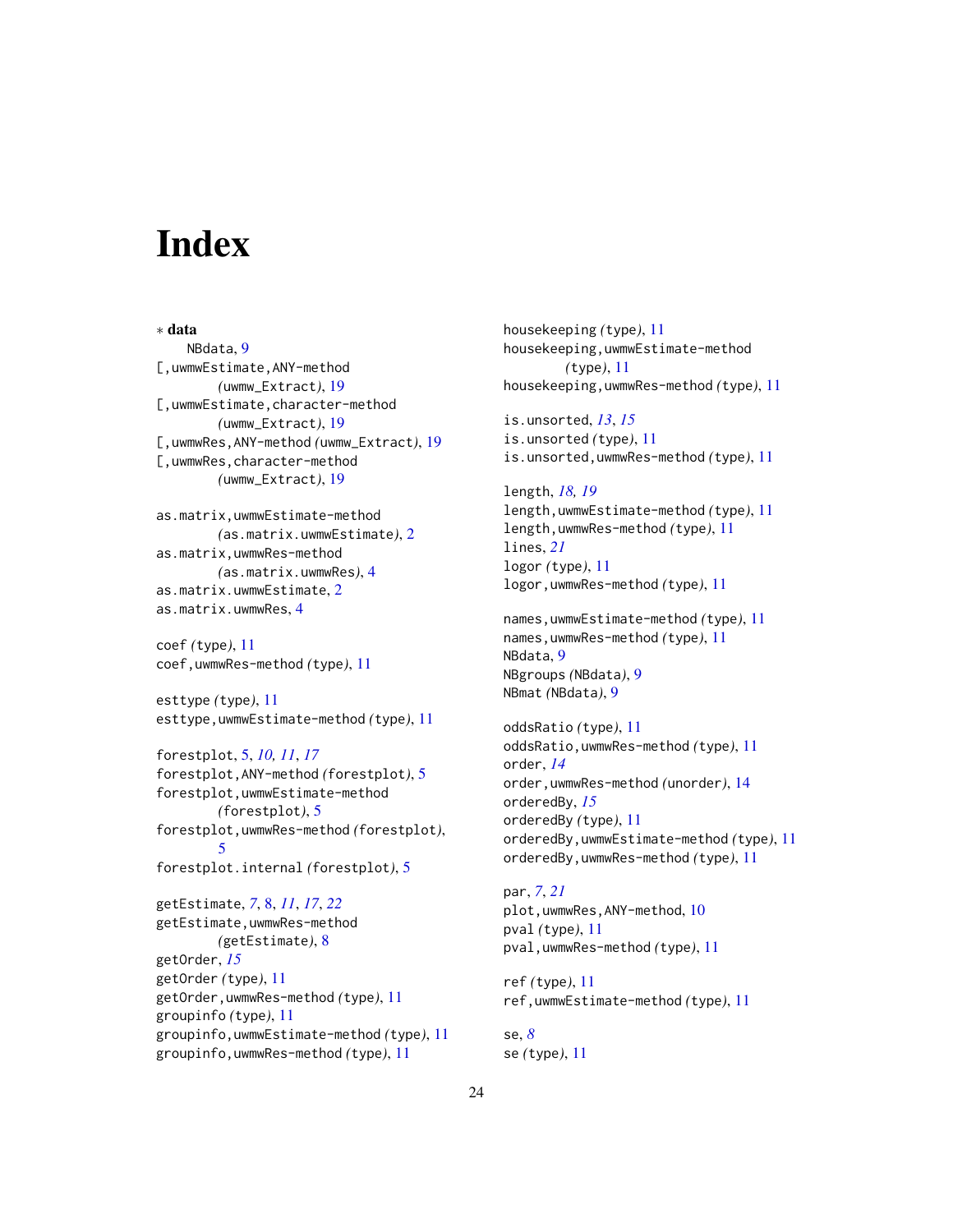# Index

∗ **data**

NBdata, 9

[,uwmwEstimate,ANY-method *(uwmw_Extract)*, 19
[,uwmwEstimate,character-method *(uwmw_Extract)*, 19
[,uwmwRes,ANY-method *(uwmw_Extract)*, 19
[,uwmwRes,character-method *(uwmw_Extract)*, 19

as.matrix,uwmwEstimate-method *(as.matrix.uwmwEstimate)*, 2
as.matrix,uwmwRes-method *(as.matrix.uwmwRes)*, 4
as.matrix.uwmwEstimate, 2
as.matrix.uwmwRes, 4

coef *(type)*, 11
coef,uwmwRes-method *(type)*, 11

esttype *(type)*, 11
esttype,uwmwEstimate-method *(type)*, 11

forestplot, 5, *10*, *11*, *17*
forestplot,ANY-method *(forestplot)*, 5
forestplot,uwmwEstimate-method *(forestplot)*, 5
forestplot,uwmwRes-method *(forestplot)*, 5
forestplot.internal *(forestplot)*, 5

getEstimate, *7*, 8, *11*, *17*, *22*
getEstimate,uwmwRes-method *(getEstimate)*, 8
getOrder, *15*
getOrder *(type)*, 11
getOrder,uwmwRes-method *(type)*, 11
groupinfo *(type)*, 11
groupinfo,uwmwEstimate-method *(type)*, 11
groupinfo,uwmwRes-method *(type)*, 11

housekeeping *(type)*, 11
housekeeping,uwmwEstimate-method *(type)*, 11
housekeeping,uwmwRes-method *(type)*, 11

is.unsorted, *13*, *15*
is.unsorted *(type)*, 11
is.unsorted,uwmwRes-method *(type)*, 11

length, *18*, *19*
length,uwmwEstimate-method *(type)*, 11
length,uwmwRes-method *(type)*, 11
lines, *21*
logor *(type)*, 11
logor,uwmwRes-method *(type)*, 11

names,uwmwEstimate-method *(type)*, 11
names,uwmwRes-method *(type)*, 11
NBdata, 9
NBgroups *(NBdata)*, 9
NBmat *(NBdata)*, 9

oddsRatio *(type)*, 11
oddsRatio,uwmwRes-method *(type)*, 11
order, *14*
order,uwmwRes-method *(unorder)*, 14
orderedBy, *15*
orderedBy *(type)*, 11
orderedBy,uwmwEstimate-method *(type)*, 11
orderedBy,uwmwRes-method *(type)*, 11

par, *7*, *21*
plot,uwmwRes,ANY-method, 10
pval *(type)*, 11
pval,uwmwRes-method *(type)*, 11

ref *(type)*, 11
ref,uwmwEstimate-method *(type)*, 11

se, *8*
se *(type)*, 11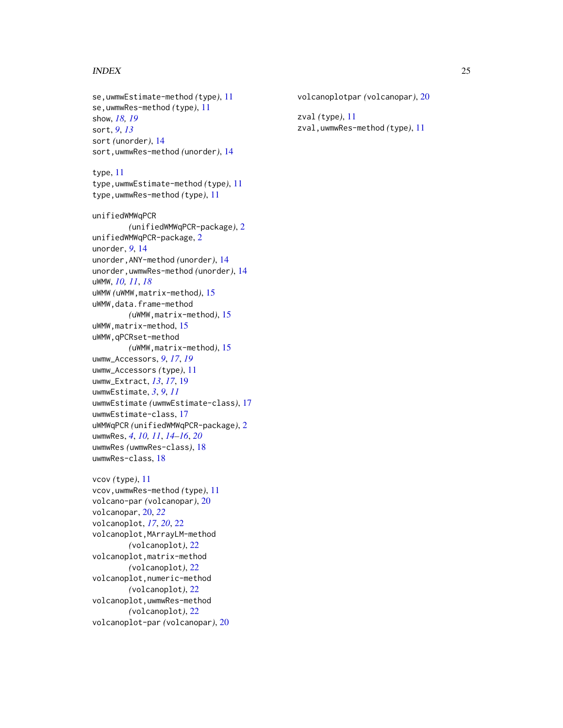se,uwmwEstimate-method *(type)*, 11
se,uwmwRes-method *(type)*, 11
show, *18, 19*
sort, *9*, *13*
sort *(unorder)*, 14
sort,uwmwRes-method *(unorder)*, 14

type, 11
type,uwmwEstimate-method *(type)*, 11
type,uwmwRes-method *(type)*, 11

unifiedWMWqPCR
  *(unifiedWMWqPCR-package)*, 2
unifiedWMWqPCR-package, 2
unorder, *9*, 14
unorder,ANY-method *(unorder)*, 14
unorder,uwmwRes-method *(unorder)*, 14
uWMW, *10, 11*, *18*
uWMW *(uWMW,matrix-method)*, 15
uWMW,data.frame-method
  *(uWMW,matrix-method)*, 15
uWMW,matrix-method, 15
uWMW,qPCRset-method
  *(uWMW,matrix-method)*, 15
uwmw_Accessors, *9*, *17*, *19*
uwmw_Accessors *(type)*, 11
uwmw_Extract, *13*, *17*, 19
uwmwEstimate, *3*, *9*, *11*
uwmwEstimate *(uwmwEstimate-class)*, 17
uwmwEstimate-class, 17
uWMWqPCR *(unifiedWMWqPCR-package)*, 2
uwmwRes, *4*, *10, 11*, *14–16*, *20*
uwmwRes *(uwmwRes-class)*, 18
uwmwRes-class, 18

vcov *(type)*, 11
vcov,uwmwRes-method *(type)*, 11
volcano-par *(volcanopar)*, 20
volcanopar, 20, *22*
volcanoplot, *17*, *20*, 22
volcanoplot,MArrayLM-method
  *(volcanoplot)*, 22
volcanoplot,matrix-method
  *(volcanoplot)*, 22
volcanoplot,numeric-method
  *(volcanoplot)*, 22
volcanoplot,uwmwRes-method
  *(volcanoplot)*, 22
volcanoplot-par *(volcanopar)*, 20
volcanoplotpar *(volcanopar)*, 20

zval *(type)*, 11
zval,uwmwRes-method *(type)*, 11